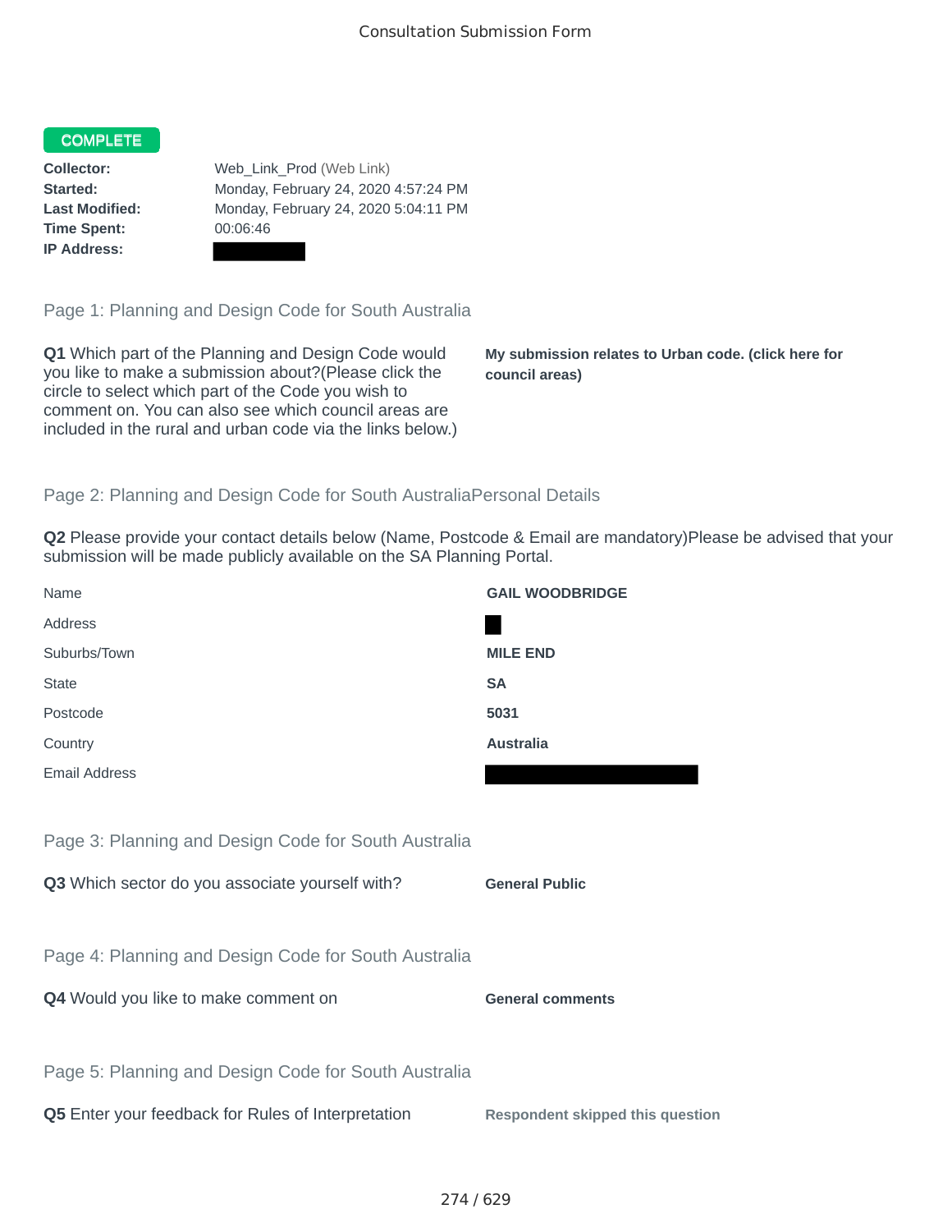Consultation Submission Form

**COMPLETE**

| | |
|---|---|
| **Collector:** | Web_Link_Prod (Web Link) |
| **Started:** | Monday, February 24, 2020 4:57:24 PM |
| **Last Modified:** | Monday, February 24, 2020 5:04:11 PM |
| **Time Spent:** | 00:06:46 |
| **IP Address:** | |

## Page 1: Planning and Design Code for South Australia

**Q1** Which part of the Planning and Design Code would you like to make a submission about?(Please click the circle to select which part of the Code you wish to comment on. You can also see which council areas are included in the rural and urban code via the links below.)

**My submission relates to Urban code. (click here for council areas)**

## Page 2: Planning and Design Code for South AustraliaPersonal Details

**Q2** Please provide your contact details below (Name, Postcode & Email are mandatory)Please be advised that your submission will be made publicly available on the SA Planning Portal.

| | |
|---|---|
| Name | **GAIL WOODBRIDGE** |
| Address | |
| Suburbs/Town | **MILE END** |
| State | **SA** |
| Postcode | **5031** |
| Country | **Australia** |
| Email Address | |

## Page 3: Planning and Design Code for South Australia

**Q3** Which sector do you associate yourself with?

**General Public**

## Page 4: Planning and Design Code for South Australia

**Q4** Would you like to make comment on

**General comments**

## Page 5: Planning and Design Code for South Australia

**Q5** Enter your feedback for Rules of Interpretation

**Respondent skipped this question**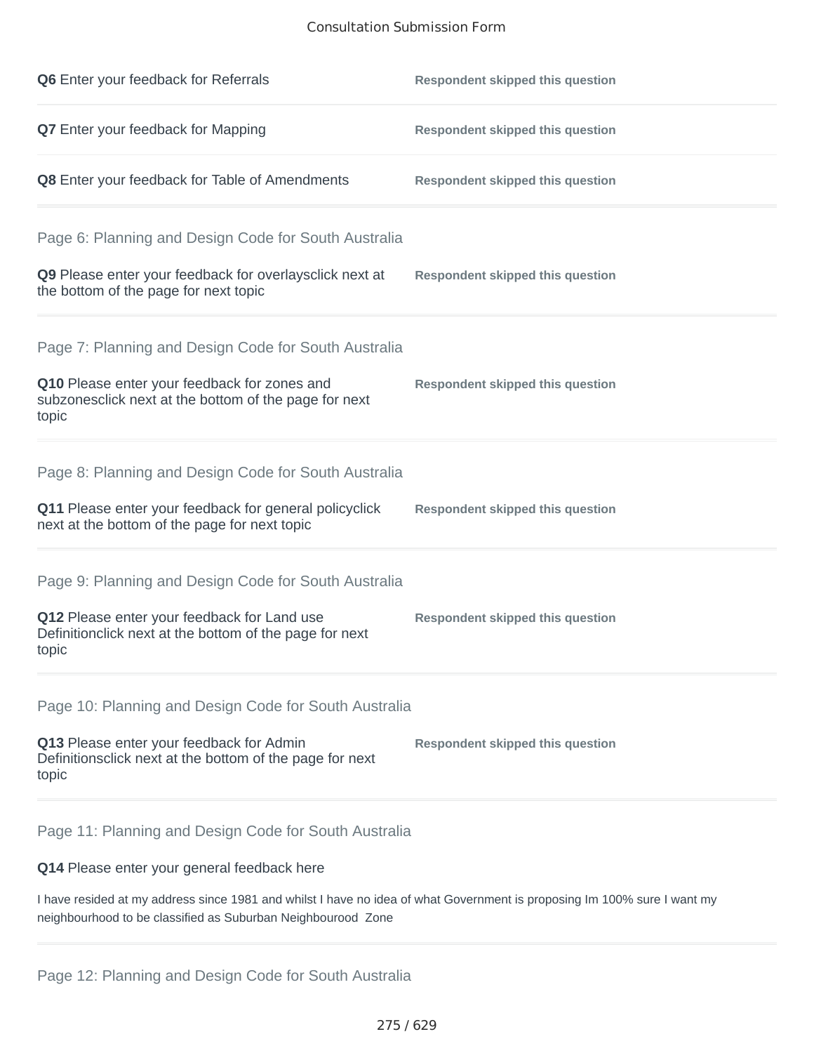**Q6** Enter your feedback for Referrals

Respondent skipped this question

**Q7** Enter your feedback for Mapping

Respondent skipped this question

**Q8** Enter your feedback for Table of Amendments

Respondent skipped this question

## Page 6: Planning and Design Code for South Australia

**Q9** Please enter your feedback for overlaysclick next at the bottom of the page for next topic

Respondent skipped this question

## Page 7: Planning and Design Code for South Australia

**Q10** Please enter your feedback for zones and subzonesclick next at the bottom of the page for next topic

Respondent skipped this question

## Page 8: Planning and Design Code for South Australia

**Q11** Please enter your feedback for general policyclick next at the bottom of the page for next topic

Respondent skipped this question

## Page 9: Planning and Design Code for South Australia

**Q12** Please enter your feedback for Land use Definitionclick next at the bottom of the page for next topic

Respondent skipped this question

## Page 10: Planning and Design Code for South Australia

**Q13** Please enter your feedback for Admin Definitionsclick next at the bottom of the page for next topic

Respondent skipped this question

## Page 11: Planning and Design Code for South Australia

**Q14** Please enter your general feedback here

I have resided at my address since 1981 and whilst I have no idea of what Government is proposing Im 100% sure I want my neighbourhood to be classified as Suburban Neighbourood Zone

## Page 12: Planning and Design Code for South Australia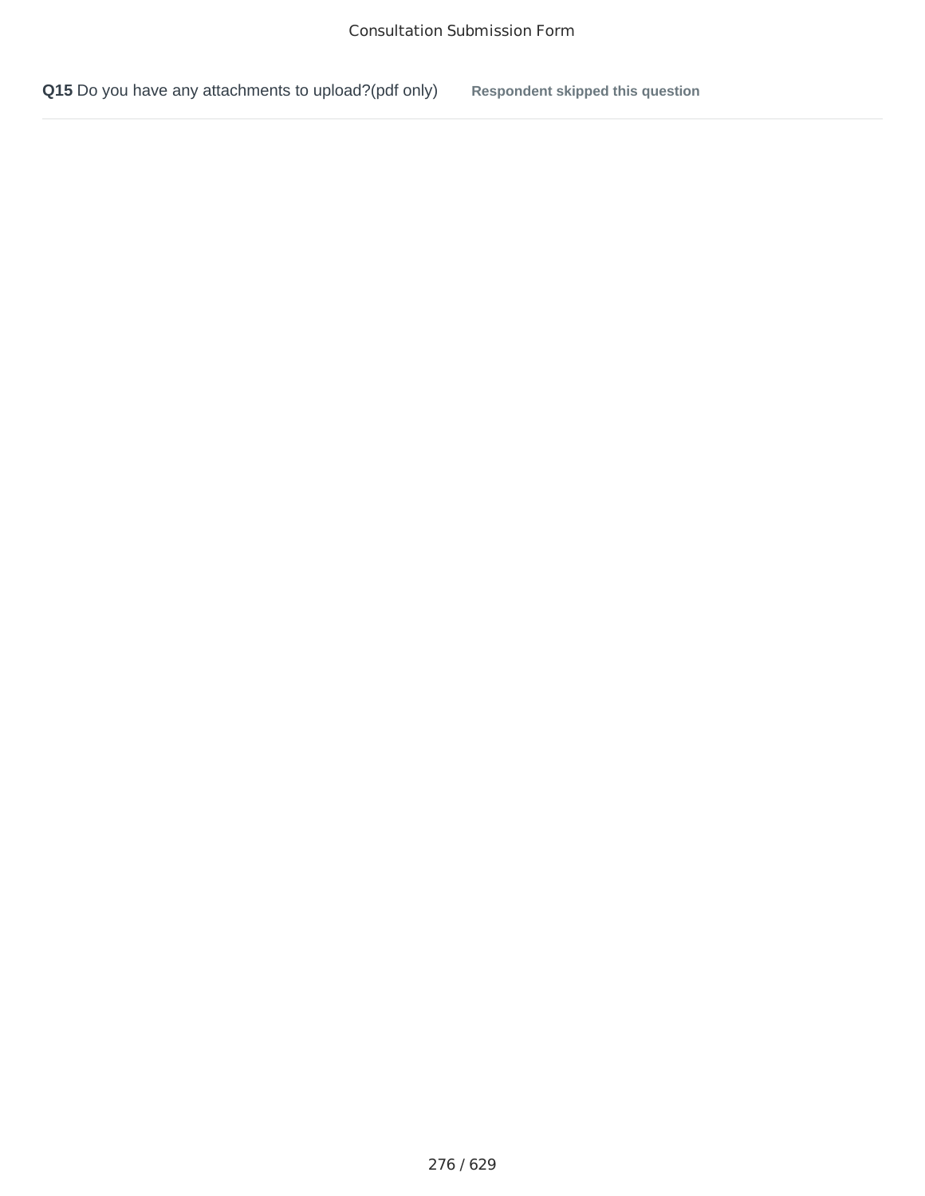**Q15** Do you have any attachments to upload?(pdf only) **Respondent skipped this question**